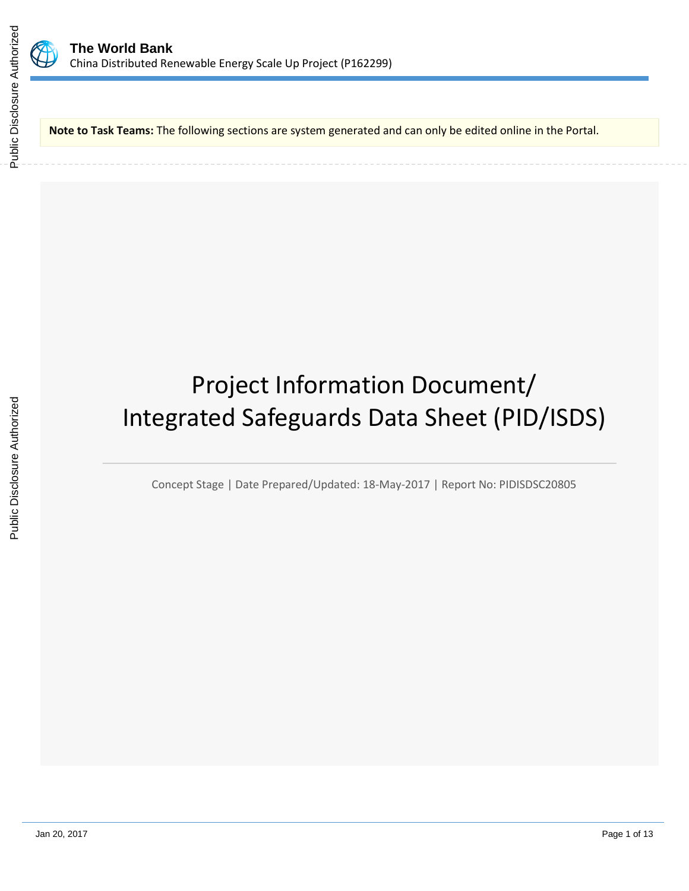**The World Bank**
China Distributed Renewable Energy Scale Up Project (P162299)

**Note to Task Teams:** The following sections are system generated and can only be edited online in the Portal.

# Project Information Document/ Integrated Safeguards Data Sheet (PID/ISDS)

Concept Stage | Date Prepared/Updated: 18-May-2017 | Report No: PIDISDSC20805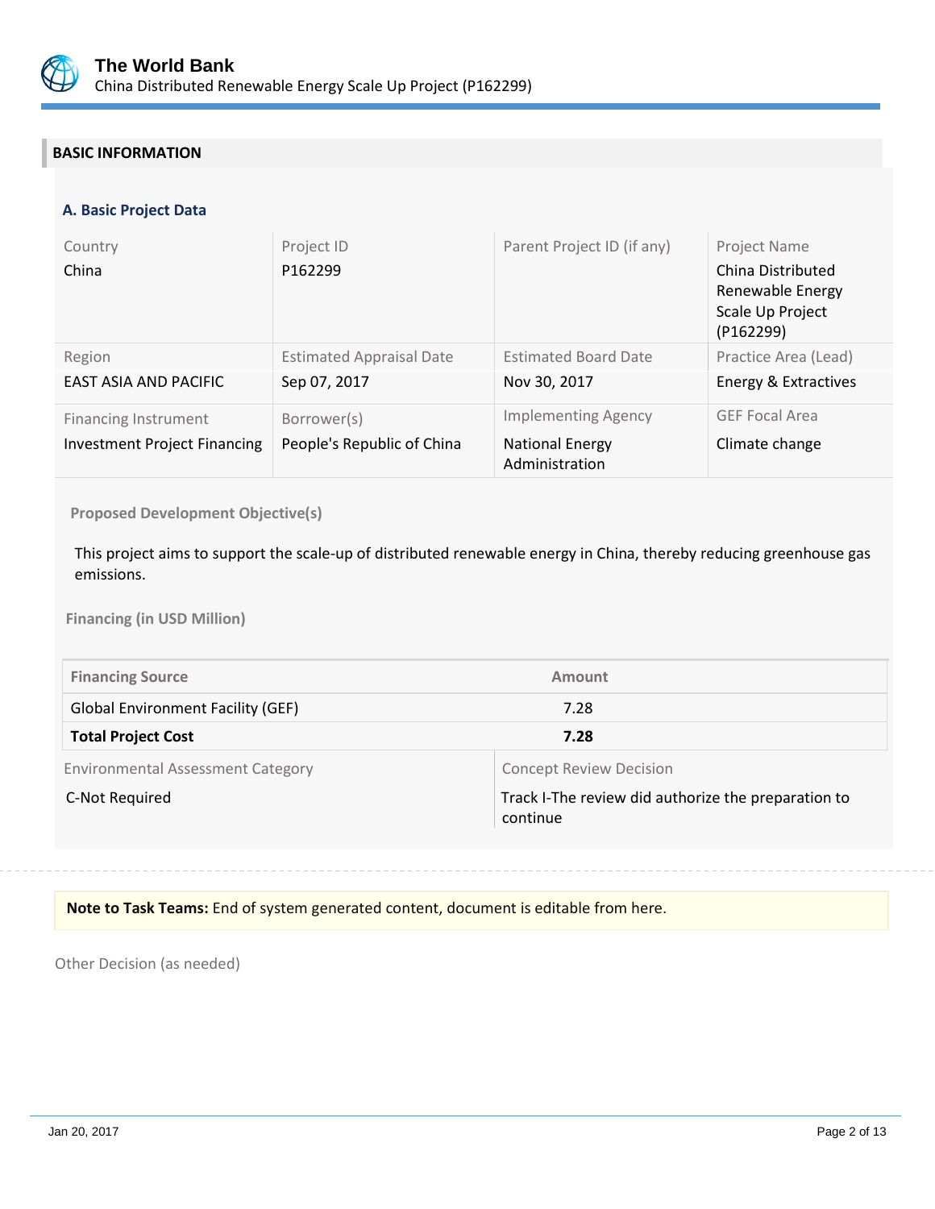## BASIC INFORMATION

### A. Basic Project Data

| Country | Project ID | Parent Project ID (if any) | Project Name |
|---|---|---|---|
| China | P162299 | | China Distributed Renewable Energy Scale Up Project (P162299) |
| **Region** | **Estimated Appraisal Date** | **Estimated Board Date** | **Practice Area (Lead)** |
| EAST ASIA AND PACIFIC | Sep 07, 2017 | Nov 30, 2017 | Energy & Extractives |
| **Financing Instrument** | **Borrower(s)** | **Implementing Agency** | **GEF Focal Area** |
| Investment Project Financing | People's Republic of China | National Energy Administration | Climate change |

**Proposed Development Objective(s)**

This project aims to support the scale-up of distributed renewable energy in China, thereby reducing greenhouse gas emissions.

**Financing (in USD Million)**

| Financing Source | Amount |
|---|---|
| Global Environment Facility (GEF) | 7.28 |
| **Total Project Cost** | **7.28** |

| Environmental Assessment Category | Concept Review Decision |
|---|---|
| C-Not Required | Track I-The review did authorize the preparation to continue |

**Note to Task Teams:** End of system generated content, document is editable from here.

Other Decision (as needed)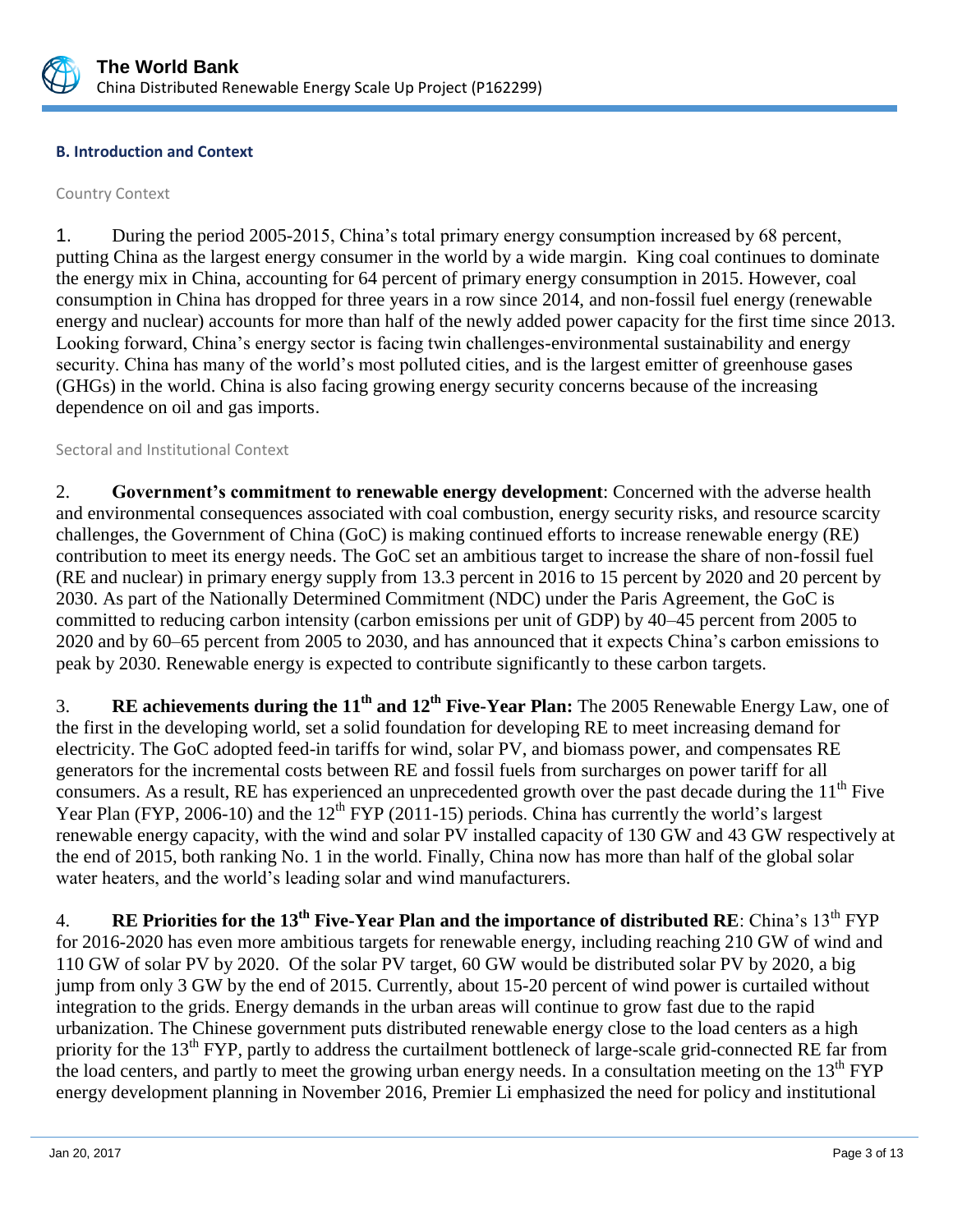### B. Introduction and Context

Country Context

1. During the period 2005-2015, China's total primary energy consumption increased by 68 percent, putting China as the largest energy consumer in the world by a wide margin. King coal continues to dominate the energy mix in China, accounting for 64 percent of primary energy consumption in 2015. However, coal consumption in China has dropped for three years in a row since 2014, and non-fossil fuel energy (renewable energy and nuclear) accounts for more than half of the newly added power capacity for the first time since 2013. Looking forward, China's energy sector is facing twin challenges-environmental sustainability and energy security. China has many of the world's most polluted cities, and is the largest emitter of greenhouse gases (GHGs) in the world. China is also facing growing energy security concerns because of the increasing dependence on oil and gas imports.

Sectoral and Institutional Context

2. **Government's commitment to renewable energy development**: Concerned with the adverse health and environmental consequences associated with coal combustion, energy security risks, and resource scarcity challenges, the Government of China (GoC) is making continued efforts to increase renewable energy (RE) contribution to meet its energy needs. The GoC set an ambitious target to increase the share of non-fossil fuel (RE and nuclear) in primary energy supply from 13.3 percent in 2016 to 15 percent by 2020 and 20 percent by 2030. As part of the Nationally Determined Commitment (NDC) under the Paris Agreement, the GoC is committed to reducing carbon intensity (carbon emissions per unit of GDP) by 40–45 percent from 2005 to 2020 and by 60–65 percent from 2005 to 2030, and has announced that it expects China's carbon emissions to peak by 2030. Renewable energy is expected to contribute significantly to these carbon targets.

3. **RE achievements during the 11th and 12th Five-Year Plan:** The 2005 Renewable Energy Law, one of the first in the developing world, set a solid foundation for developing RE to meet increasing demand for electricity. The GoC adopted feed-in tariffs for wind, solar PV, and biomass power, and compensates RE generators for the incremental costs between RE and fossil fuels from surcharges on power tariff for all consumers. As a result, RE has experienced an unprecedented growth over the past decade during the 11th Five Year Plan (FYP, 2006-10) and the 12th FYP (2011-15) periods. China has currently the world's largest renewable energy capacity, with the wind and solar PV installed capacity of 130 GW and 43 GW respectively at the end of 2015, both ranking No. 1 in the world. Finally, China now has more than half of the global solar water heaters, and the world's leading solar and wind manufacturers.

4. **RE Priorities for the 13th Five-Year Plan and the importance of distributed RE**: China's 13th FYP for 2016-2020 has even more ambitious targets for renewable energy, including reaching 210 GW of wind and 110 GW of solar PV by 2020. Of the solar PV target, 60 GW would be distributed solar PV by 2020, a big jump from only 3 GW by the end of 2015. Currently, about 15-20 percent of wind power is curtailed without integration to the grids. Energy demands in the urban areas will continue to grow fast due to the rapid urbanization. The Chinese government puts distributed renewable energy close to the load centers as a high priority for the 13th FYP, partly to address the curtailment bottleneck of large-scale grid-connected RE far from the load centers, and partly to meet the growing urban energy needs. In a consultation meeting on the 13th FYP energy development planning in November 2016, Premier Li emphasized the need for policy and institutional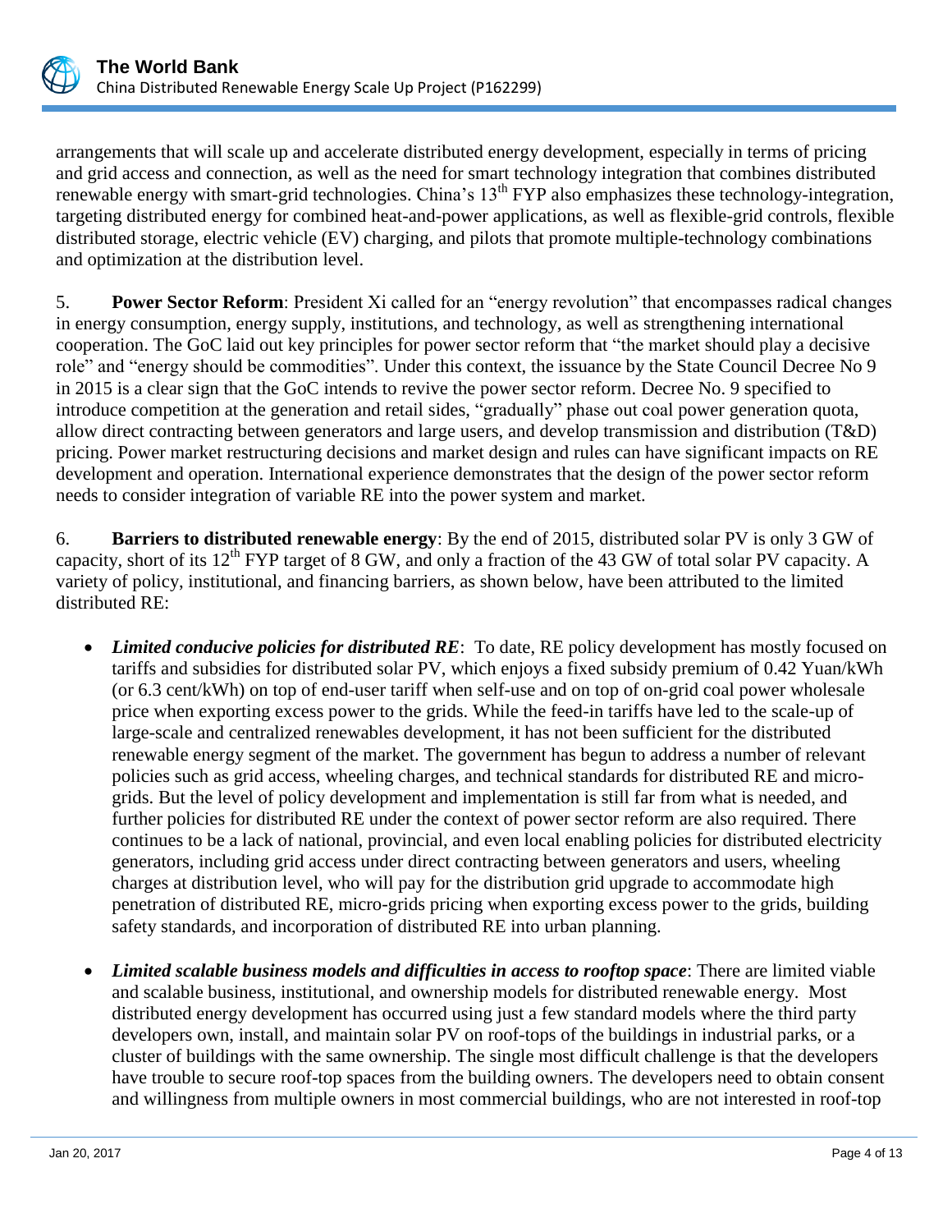arrangements that will scale up and accelerate distributed energy development, especially in terms of pricing and grid access and connection, as well as the need for smart technology integration that combines distributed renewable energy with smart-grid technologies. China's 13th FYP also emphasizes these technology-integration, targeting distributed energy for combined heat-and-power applications, as well as flexible-grid controls, flexible distributed storage, electric vehicle (EV) charging, and pilots that promote multiple-technology combinations and optimization at the distribution level.

5. **Power Sector Reform**: President Xi called for an "energy revolution" that encompasses radical changes in energy consumption, energy supply, institutions, and technology, as well as strengthening international cooperation. The GoC laid out key principles for power sector reform that "the market should play a decisive role" and "energy should be commodities". Under this context, the issuance by the State Council Decree No 9 in 2015 is a clear sign that the GoC intends to revive the power sector reform. Decree No. 9 specified to introduce competition at the generation and retail sides, "gradually" phase out coal power generation quota, allow direct contracting between generators and large users, and develop transmission and distribution (T&D) pricing. Power market restructuring decisions and market design and rules can have significant impacts on RE development and operation. International experience demonstrates that the design of the power sector reform needs to consider integration of variable RE into the power system and market.

6. **Barriers to distributed renewable energy**: By the end of 2015, distributed solar PV is only 3 GW of capacity, short of its 12th FYP target of 8 GW, and only a fraction of the 43 GW of total solar PV capacity. A variety of policy, institutional, and financing barriers, as shown below, have been attributed to the limited distributed RE:

- ***Limited conducive policies for distributed RE***: To date, RE policy development has mostly focused on tariffs and subsidies for distributed solar PV, which enjoys a fixed subsidy premium of 0.42 Yuan/kWh (or 6.3 cent/kWh) on top of end-user tariff when self-use and on top of on-grid coal power wholesale price when exporting excess power to the grids. While the feed-in tariffs have led to the scale-up of large-scale and centralized renewables development, it has not been sufficient for the distributed renewable energy segment of the market. The government has begun to address a number of relevant policies such as grid access, wheeling charges, and technical standards for distributed RE and micro-grids. But the level of policy development and implementation is still far from what is needed, and further policies for distributed RE under the context of power sector reform are also required. There continues to be a lack of national, provincial, and even local enabling policies for distributed electricity generators, including grid access under direct contracting between generators and users, wheeling charges at distribution level, who will pay for the distribution grid upgrade to accommodate high penetration of distributed RE, micro-grids pricing when exporting excess power to the grids, building safety standards, and incorporation of distributed RE into urban planning.

- ***Limited scalable business models and difficulties in access to rooftop space***: There are limited viable and scalable business, institutional, and ownership models for distributed renewable energy. Most distributed energy development has occurred using just a few standard models where the third party developers own, install, and maintain solar PV on roof-tops of the buildings in industrial parks, or a cluster of buildings with the same ownership. The single most difficult challenge is that the developers have trouble to secure roof-top spaces from the building owners. The developers need to obtain consent and willingness from multiple owners in most commercial buildings, who are not interested in roof-top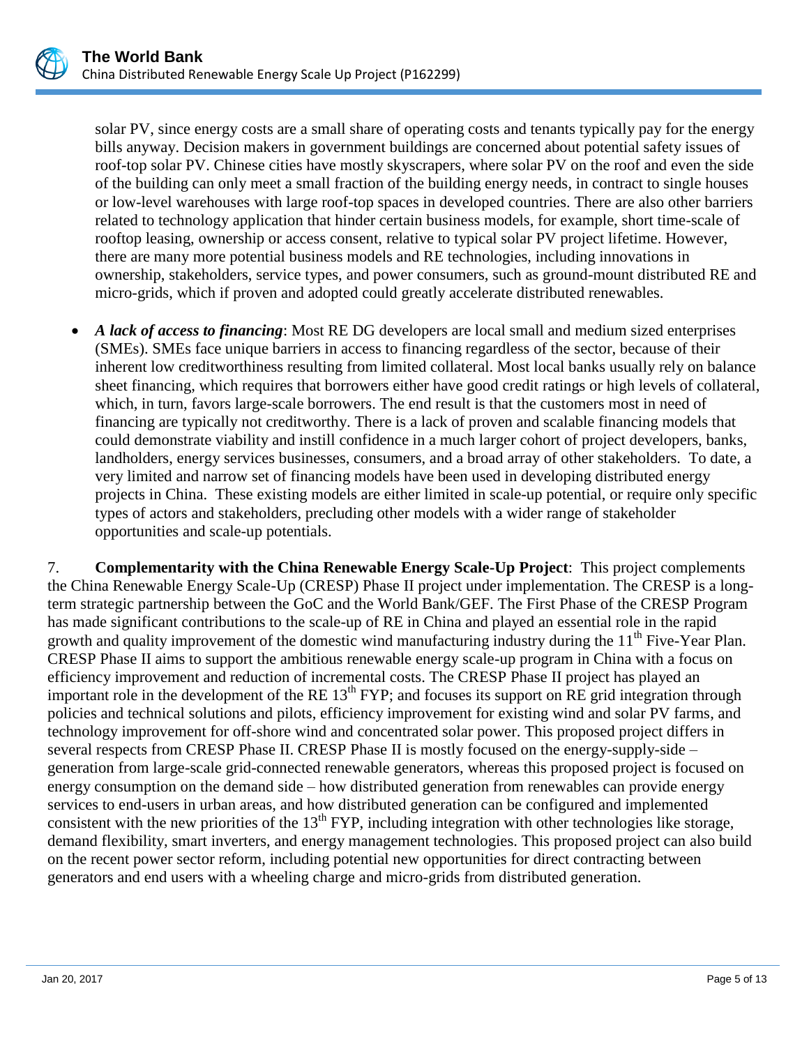solar PV, since energy costs are a small share of operating costs and tenants typically pay for the energy bills anyway. Decision makers in government buildings are concerned about potential safety issues of roof-top solar PV. Chinese cities have mostly skyscrapers, where solar PV on the roof and even the side of the building can only meet a small fraction of the building energy needs, in contract to single houses or low-level warehouses with large roof-top spaces in developed countries. There are also other barriers related to technology application that hinder certain business models, for example, short time-scale of rooftop leasing, ownership or access consent, relative to typical solar PV project lifetime. However, there are many more potential business models and RE technologies, including innovations in ownership, stakeholders, service types, and power consumers, such as ground-mount distributed RE and micro-grids, which if proven and adopted could greatly accelerate distributed renewables.

- ***A lack of access to financing***: Most RE DG developers are local small and medium sized enterprises (SMEs). SMEs face unique barriers in access to financing regardless of the sector, because of their inherent low creditworthiness resulting from limited collateral. Most local banks usually rely on balance sheet financing, which requires that borrowers either have good credit ratings or high levels of collateral, which, in turn, favors large-scale borrowers. The end result is that the customers most in need of financing are typically not creditworthy. There is a lack of proven and scalable financing models that could demonstrate viability and instill confidence in a much larger cohort of project developers, banks, landholders, energy services businesses, consumers, and a broad array of other stakeholders. To date, a very limited and narrow set of financing models have been used in developing distributed energy projects in China. These existing models are either limited in scale-up potential, or require only specific types of actors and stakeholders, precluding other models with a wider range of stakeholder opportunities and scale-up potentials.

7. **Complementarity with the China Renewable Energy Scale-Up Project**: This project complements the China Renewable Energy Scale-Up (CRESP) Phase II project under implementation. The CRESP is a long-term strategic partnership between the GoC and the World Bank/GEF. The First Phase of the CRESP Program has made significant contributions to the scale-up of RE in China and played an essential role in the rapid growth and quality improvement of the domestic wind manufacturing industry during the 11th Five-Year Plan. CRESP Phase II aims to support the ambitious renewable energy scale-up program in China with a focus on efficiency improvement and reduction of incremental costs. The CRESP Phase II project has played an important role in the development of the RE 13th FYP; and focuses its support on RE grid integration through policies and technical solutions and pilots, efficiency improvement for existing wind and solar PV farms, and technology improvement for off-shore wind and concentrated solar power. This proposed project differs in several respects from CRESP Phase II. CRESP Phase II is mostly focused on the energy-supply-side – generation from large-scale grid-connected renewable generators, whereas this proposed project is focused on energy consumption on the demand side – how distributed generation from renewables can provide energy services to end-users in urban areas, and how distributed generation can be configured and implemented consistent with the new priorities of the 13th FYP, including integration with other technologies like storage, demand flexibility, smart inverters, and energy management technologies. This proposed project can also build on the recent power sector reform, including potential new opportunities for direct contracting between generators and end users with a wheeling charge and micro-grids from distributed generation.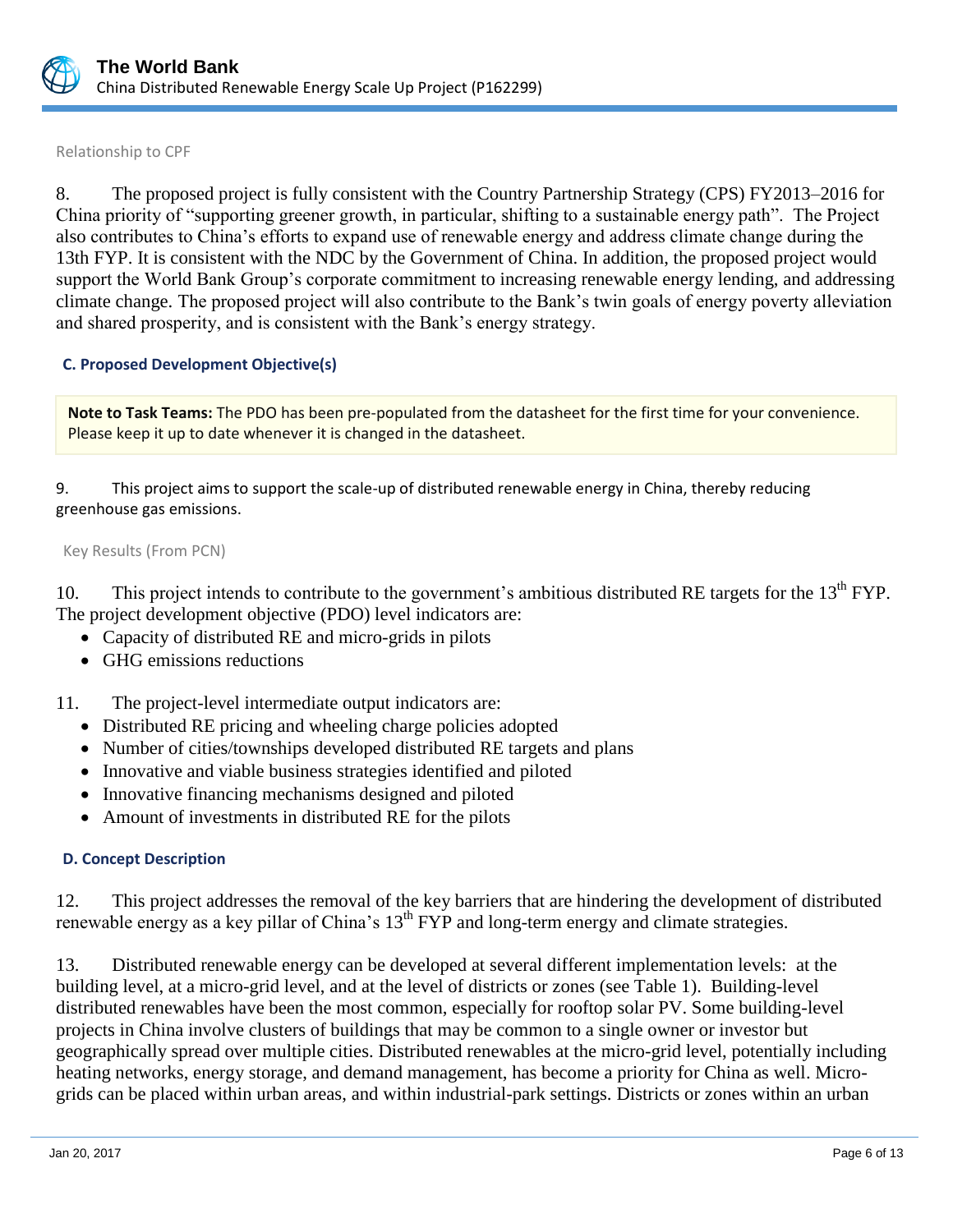Relationship to CPF

8. The proposed project is fully consistent with the Country Partnership Strategy (CPS) FY2013–2016 for China priority of "supporting greener growth, in particular, shifting to a sustainable energy path". The Project also contributes to China's efforts to expand use of renewable energy and address climate change during the 13th FYP. It is consistent with the NDC by the Government of China. In addition, the proposed project would support the World Bank Group's corporate commitment to increasing renewable energy lending, and addressing climate change. The proposed project will also contribute to the Bank's twin goals of energy poverty alleviation and shared prosperity, and is consistent with the Bank's energy strategy.

### C. Proposed Development Objective(s)

**Note to Task Teams:** The PDO has been pre-populated from the datasheet for the first time for your convenience. Please keep it up to date whenever it is changed in the datasheet.

9. This project aims to support the scale-up of distributed renewable energy in China, thereby reducing greenhouse gas emissions.

Key Results (From PCN)

10. This project intends to contribute to the government's ambitious distributed RE targets for the 13th FYP. The project development objective (PDO) level indicators are:

- Capacity of distributed RE and micro-grids in pilots
- GHG emissions reductions

11. The project-level intermediate output indicators are:

- Distributed RE pricing and wheeling charge policies adopted
- Number of cities/townships developed distributed RE targets and plans
- Innovative and viable business strategies identified and piloted
- Innovative financing mechanisms designed and piloted
- Amount of investments in distributed RE for the pilots

### D. Concept Description

12. This project addresses the removal of the key barriers that are hindering the development of distributed renewable energy as a key pillar of China's 13th FYP and long-term energy and climate strategies.

13. Distributed renewable energy can be developed at several different implementation levels: at the building level, at a micro-grid level, and at the level of districts or zones (see Table 1). Building-level distributed renewables have been the most common, especially for rooftop solar PV. Some building-level projects in China involve clusters of buildings that may be common to a single owner or investor but geographically spread over multiple cities. Distributed renewables at the micro-grid level, potentially including heating networks, energy storage, and demand management, has become a priority for China as well. Micro-grids can be placed within urban areas, and within industrial-park settings. Districts or zones within an urban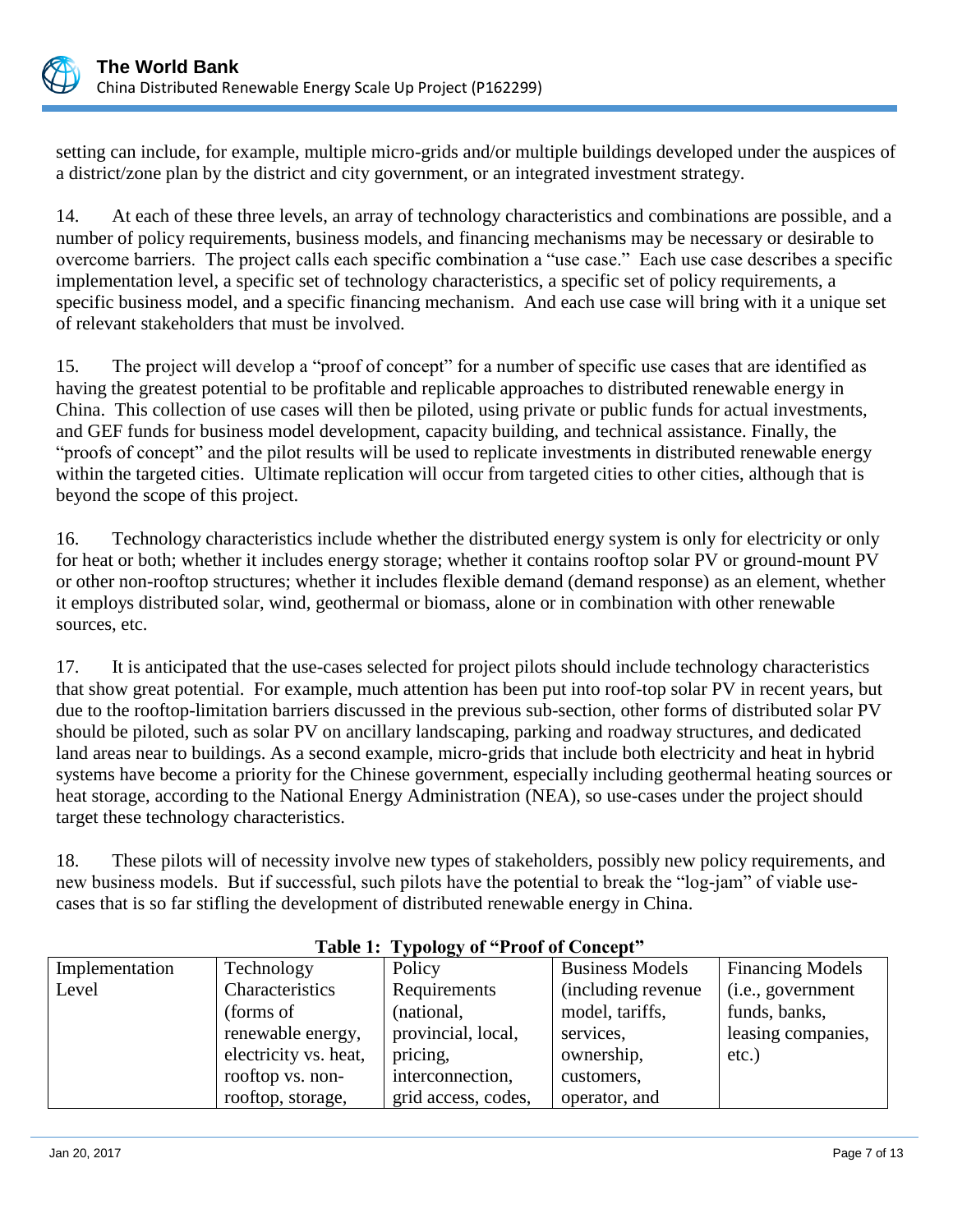setting can include, for example, multiple micro-grids and/or multiple buildings developed under the auspices of a district/zone plan by the district and city government, or an integrated investment strategy.

14. At each of these three levels, an array of technology characteristics and combinations are possible, and a number of policy requirements, business models, and financing mechanisms may be necessary or desirable to overcome barriers. The project calls each specific combination a "use case." Each use case describes a specific implementation level, a specific set of technology characteristics, a specific set of policy requirements, a specific business model, and a specific financing mechanism. And each use case will bring with it a unique set of relevant stakeholders that must be involved.

15. The project will develop a "proof of concept" for a number of specific use cases that are identified as having the greatest potential to be profitable and replicable approaches to distributed renewable energy in China. This collection of use cases will then be piloted, using private or public funds for actual investments, and GEF funds for business model development, capacity building, and technical assistance. Finally, the "proofs of concept" and the pilot results will be used to replicate investments in distributed renewable energy within the targeted cities. Ultimate replication will occur from targeted cities to other cities, although that is beyond the scope of this project.

16. Technology characteristics include whether the distributed energy system is only for electricity or only for heat or both; whether it includes energy storage; whether it contains rooftop solar PV or ground-mount PV or other non-rooftop structures; whether it includes flexible demand (demand response) as an element, whether it employs distributed solar, wind, geothermal or biomass, alone or in combination with other renewable sources, etc.

17. It is anticipated that the use-cases selected for project pilots should include technology characteristics that show great potential. For example, much attention has been put into roof-top solar PV in recent years, but due to the rooftop-limitation barriers discussed in the previous sub-section, other forms of distributed solar PV should be piloted, such as solar PV on ancillary landscaping, parking and roadway structures, and dedicated land areas near to buildings. As a second example, micro-grids that include both electricity and heat in hybrid systems have become a priority for the Chinese government, especially including geothermal heating sources or heat storage, according to the National Energy Administration (NEA), so use-cases under the project should target these technology characteristics.

18. These pilots will of necessity involve new types of stakeholders, possibly new policy requirements, and new business models. But if successful, such pilots have the potential to break the "log-jam" of viable use-cases that is so far stifling the development of distributed renewable energy in China.

**Table 1: Typology of "Proof of Concept"**

| Implementation Level | Technology Characteristics (forms of renewable energy, electricity vs. heat, rooftop vs. non-rooftop, storage, | Policy Requirements (national, provincial, local, pricing, interconnection, grid access, codes, | Business Models (including revenue model, tariffs, services, ownership, customers, operator, and | Financing Models (i.e., government funds, banks, leasing companies, etc.) |
|---|---|---|---|---|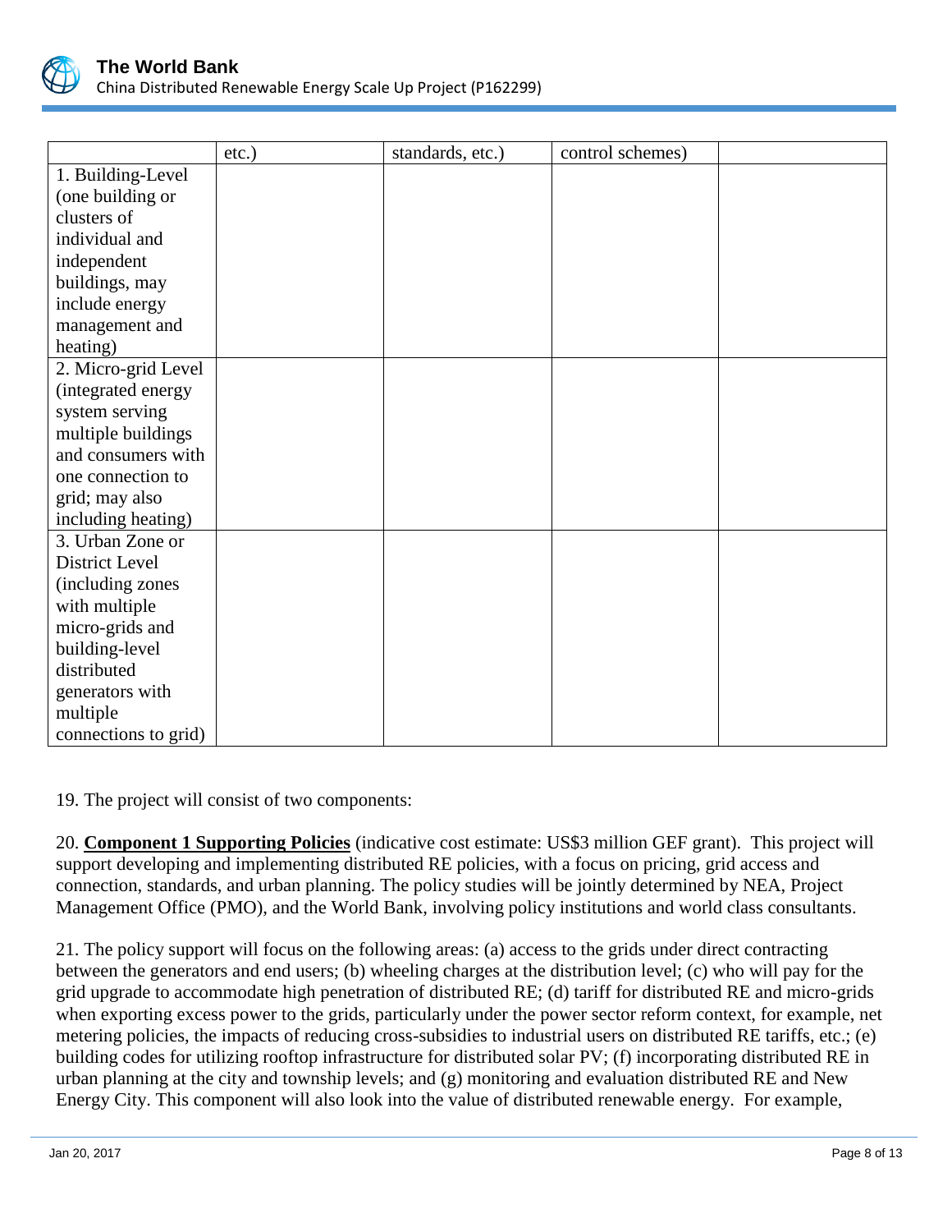| | etc.) | standards, etc.) | control schemes) | |
|---|---|---|---|---|
| 1. Building-Level (one building or clusters of individual and independent buildings, may include energy management and heating) | | | | |
| 2. Micro-grid Level (integrated energy system serving multiple buildings and consumers with one connection to grid; may also including heating) | | | | |
| 3. Urban Zone or District Level (including zones with multiple micro-grids and building-level distributed generators with multiple connections to grid) | | | | |

19. The project will consist of two components:

20. **Component 1 Supporting Policies** (indicative cost estimate: US$3 million GEF grant). This project will support developing and implementing distributed RE policies, with a focus on pricing, grid access and connection, standards, and urban planning. The policy studies will be jointly determined by NEA, Project Management Office (PMO), and the World Bank, involving policy institutions and world class consultants.

21. The policy support will focus on the following areas: (a) access to the grids under direct contracting between the generators and end users; (b) wheeling charges at the distribution level; (c) who will pay for the grid upgrade to accommodate high penetration of distributed RE; (d) tariff for distributed RE and micro-grids when exporting excess power to the grids, particularly under the power sector reform context, for example, net metering policies, the impacts of reducing cross-subsidies to industrial users on distributed RE tariffs, etc.; (e) building codes for utilizing rooftop infrastructure for distributed solar PV; (f) incorporating distributed RE in urban planning at the city and township levels; and (g) monitoring and evaluation distributed RE and New Energy City. This component will also look into the value of distributed renewable energy. For example,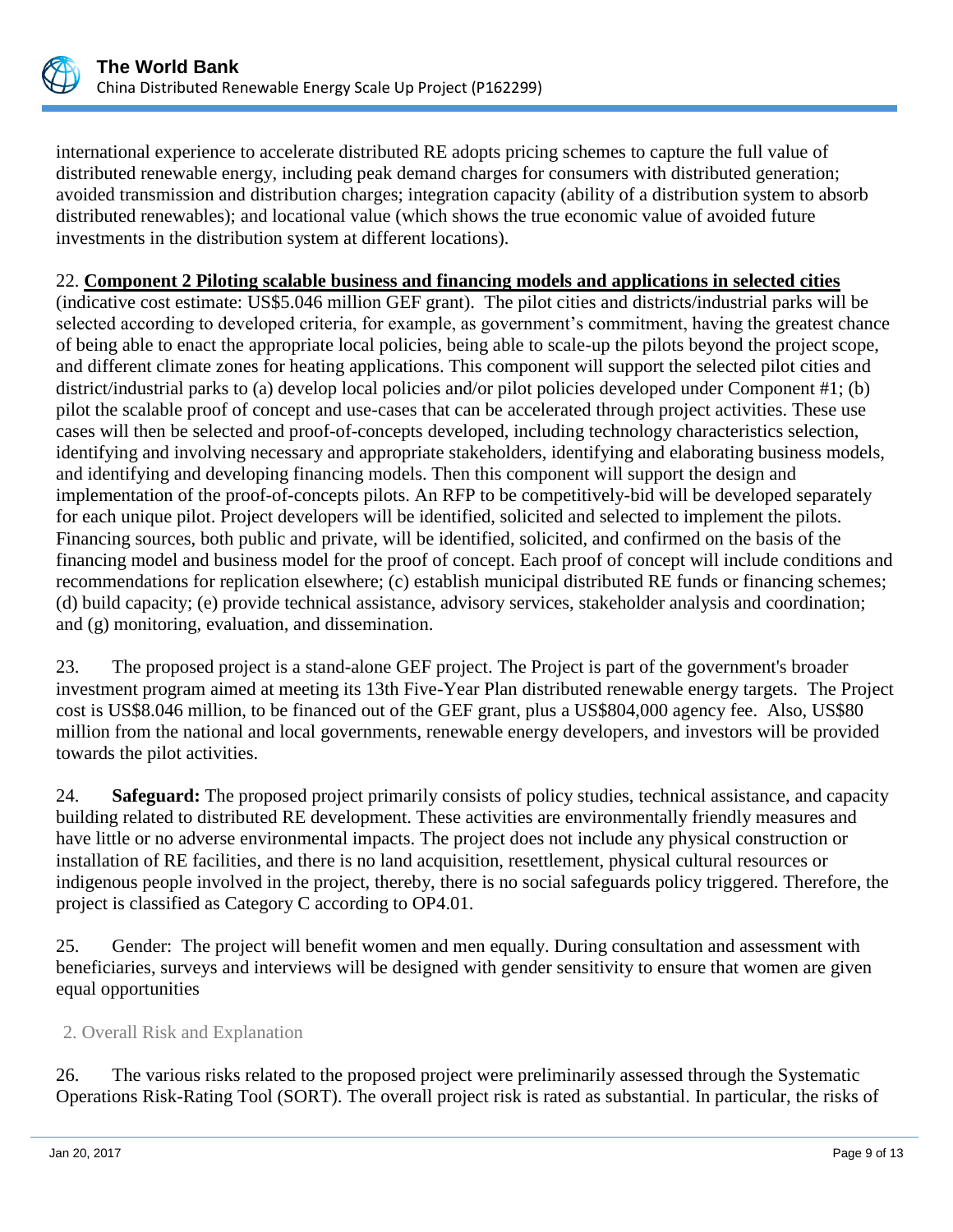international experience to accelerate distributed RE adopts pricing schemes to capture the full value of distributed renewable energy, including peak demand charges for consumers with distributed generation; avoided transmission and distribution charges; integration capacity (ability of a distribution system to absorb distributed renewables); and locational value (which shows the true economic value of avoided future investments in the distribution system at different locations).

22. **Component 2 Piloting scalable business and financing models and applications in selected cities** (indicative cost estimate: US$5.046 million GEF grant). The pilot cities and districts/industrial parks will be selected according to developed criteria, for example, as government's commitment, having the greatest chance of being able to enact the appropriate local policies, being able to scale-up the pilots beyond the project scope, and different climate zones for heating applications. This component will support the selected pilot cities and district/industrial parks to (a) develop local policies and/or pilot policies developed under Component #1; (b) pilot the scalable proof of concept and use-cases that can be accelerated through project activities. These use cases will then be selected and proof-of-concepts developed, including technology characteristics selection, identifying and involving necessary and appropriate stakeholders, identifying and elaborating business models, and identifying and developing financing models. Then this component will support the design and implementation of the proof-of-concepts pilots. An RFP to be competitively-bid will be developed separately for each unique pilot. Project developers will be identified, solicited and selected to implement the pilots. Financing sources, both public and private, will be identified, solicited, and confirmed on the basis of the financing model and business model for the proof of concept. Each proof of concept will include conditions and recommendations for replication elsewhere; (c) establish municipal distributed RE funds or financing schemes; (d) build capacity; (e) provide technical assistance, advisory services, stakeholder analysis and coordination; and (g) monitoring, evaluation, and dissemination.

23. The proposed project is a stand-alone GEF project. The Project is part of the government's broader investment program aimed at meeting its 13th Five-Year Plan distributed renewable energy targets. The Project cost is US$8.046 million, to be financed out of the GEF grant, plus a US$804,000 agency fee. Also, US$80 million from the national and local governments, renewable energy developers, and investors will be provided towards the pilot activities.

24. **Safeguard:** The proposed project primarily consists of policy studies, technical assistance, and capacity building related to distributed RE development. These activities are environmentally friendly measures and have little or no adverse environmental impacts. The project does not include any physical construction or installation of RE facilities, and there is no land acquisition, resettlement, physical cultural resources or indigenous people involved in the project, thereby, there is no social safeguards policy triggered. Therefore, the project is classified as Category C according to OP4.01.

25. Gender: The project will benefit women and men equally. During consultation and assessment with beneficiaries, surveys and interviews will be designed with gender sensitivity to ensure that women are given equal opportunities

## 2. Overall Risk and Explanation

26. The various risks related to the proposed project were preliminarily assessed through the Systematic Operations Risk-Rating Tool (SORT). The overall project risk is rated as substantial. In particular, the risks of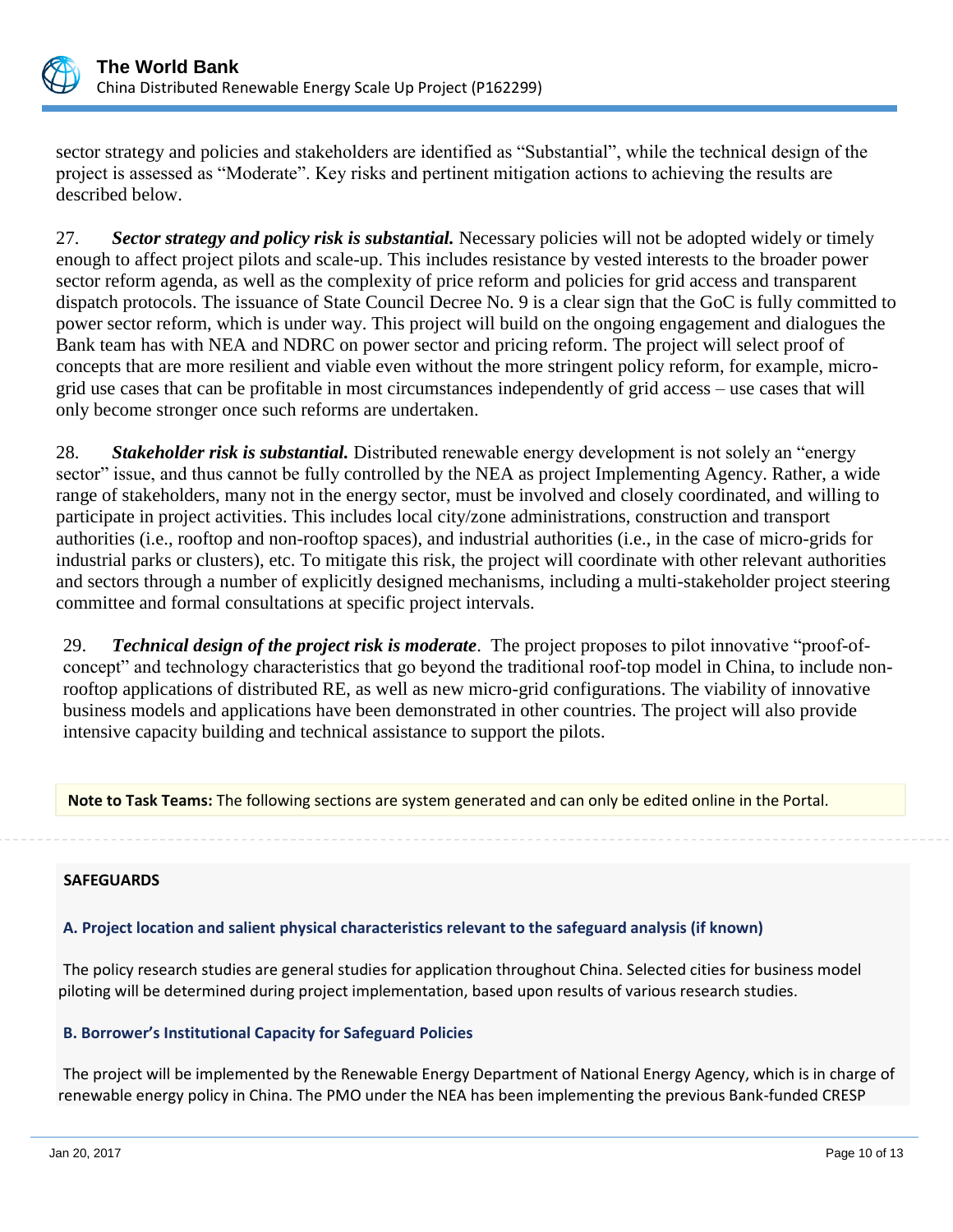sector strategy and policies and stakeholders are identified as "Substantial", while the technical design of the project is assessed as "Moderate". Key risks and pertinent mitigation actions to achieving the results are described below.

27. ***Sector strategy and policy risk is substantial.*** Necessary policies will not be adopted widely or timely enough to affect project pilots and scale-up. This includes resistance by vested interests to the broader power sector reform agenda, as well as the complexity of price reform and policies for grid access and transparent dispatch protocols. The issuance of State Council Decree No. 9 is a clear sign that the GoC is fully committed to power sector reform, which is under way. This project will build on the ongoing engagement and dialogues the Bank team has with NEA and NDRC on power sector and pricing reform. The project will select proof of concepts that are more resilient and viable even without the more stringent policy reform, for example, micro-grid use cases that can be profitable in most circumstances independently of grid access – use cases that will only become stronger once such reforms are undertaken.

28. ***Stakeholder risk is substantial.*** Distributed renewable energy development is not solely an "energy sector" issue, and thus cannot be fully controlled by the NEA as project Implementing Agency. Rather, a wide range of stakeholders, many not in the energy sector, must be involved and closely coordinated, and willing to participate in project activities. This includes local city/zone administrations, construction and transport authorities (i.e., rooftop and non-rooftop spaces), and industrial authorities (i.e., in the case of micro-grids for industrial parks or clusters), etc. To mitigate this risk, the project will coordinate with other relevant authorities and sectors through a number of explicitly designed mechanisms, including a multi-stakeholder project steering committee and formal consultations at specific project intervals.

29. ***Technical design of the project risk is moderate***. The project proposes to pilot innovative "proof-of-concept" and technology characteristics that go beyond the traditional roof-top model in China, to include non-rooftop applications of distributed RE, as well as new micro-grid configurations. The viability of innovative business models and applications have been demonstrated in other countries. The project will also provide intensive capacity building and technical assistance to support the pilots.

**Note to Task Teams:** The following sections are system generated and can only be edited online in the Portal.

## SAFEGUARDS

### A. Project location and salient physical characteristics relevant to the safeguard analysis (if known)

The policy research studies are general studies for application throughout China. Selected cities for business model piloting will be determined during project implementation, based upon results of various research studies.

### B. Borrower's Institutional Capacity for Safeguard Policies

The project will be implemented by the Renewable Energy Department of National Energy Agency, which is in charge of renewable energy policy in China. The PMO under the NEA has been implementing the previous Bank-funded CRESP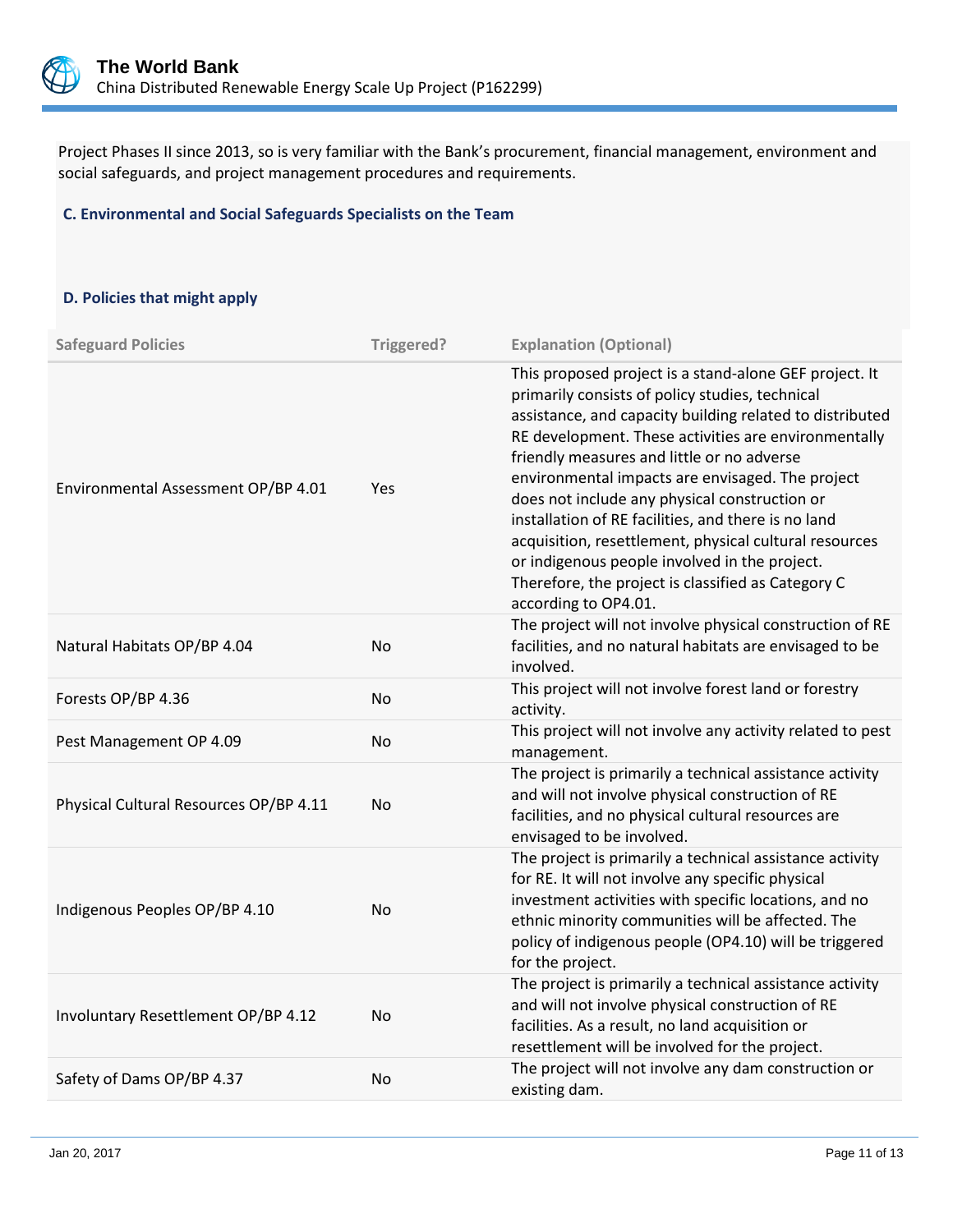Project Phases II since 2013, so is very familiar with the Bank's procurement, financial management, environment and social safeguards, and project management procedures and requirements.

### C. Environmental and Social Safeguards Specialists on the Team

### D. Policies that might apply

| Safeguard Policies | Triggered? | Explanation (Optional) |
|---|---|---|
| Environmental Assessment OP/BP 4.01 | Yes | This proposed project is a stand-alone GEF project. It primarily consists of policy studies, technical assistance, and capacity building related to distributed RE development. These activities are environmentally friendly measures and little or no adverse environmental impacts are envisaged. The project does not include any physical construction or installation of RE facilities, and there is no land acquisition, resettlement, physical cultural resources or indigenous people involved in the project. Therefore, the project is classified as Category C according to OP4.01. |
| Natural Habitats OP/BP 4.04 | No | The project will not involve physical construction of RE facilities, and no natural habitats are envisaged to be involved. |
| Forests OP/BP 4.36 | No | This project will not involve forest land or forestry activity. |
| Pest Management OP 4.09 | No | This project will not involve any activity related to pest management. |
| Physical Cultural Resources OP/BP 4.11 | No | The project is primarily a technical assistance activity and will not involve physical construction of RE facilities, and no physical cultural resources are envisaged to be involved. |
| Indigenous Peoples OP/BP 4.10 | No | The project is primarily a technical assistance activity for RE. It will not involve any specific physical investment activities with specific locations, and no ethnic minority communities will be affected. The policy of indigenous people (OP4.10) will be triggered for the project. |
| Involuntary Resettlement OP/BP 4.12 | No | The project is primarily a technical assistance activity and will not involve physical construction of RE facilities. As a result, no land acquisition or resettlement will be involved for the project. |
| Safety of Dams OP/BP 4.37 | No | The project will not involve any dam construction or existing dam. |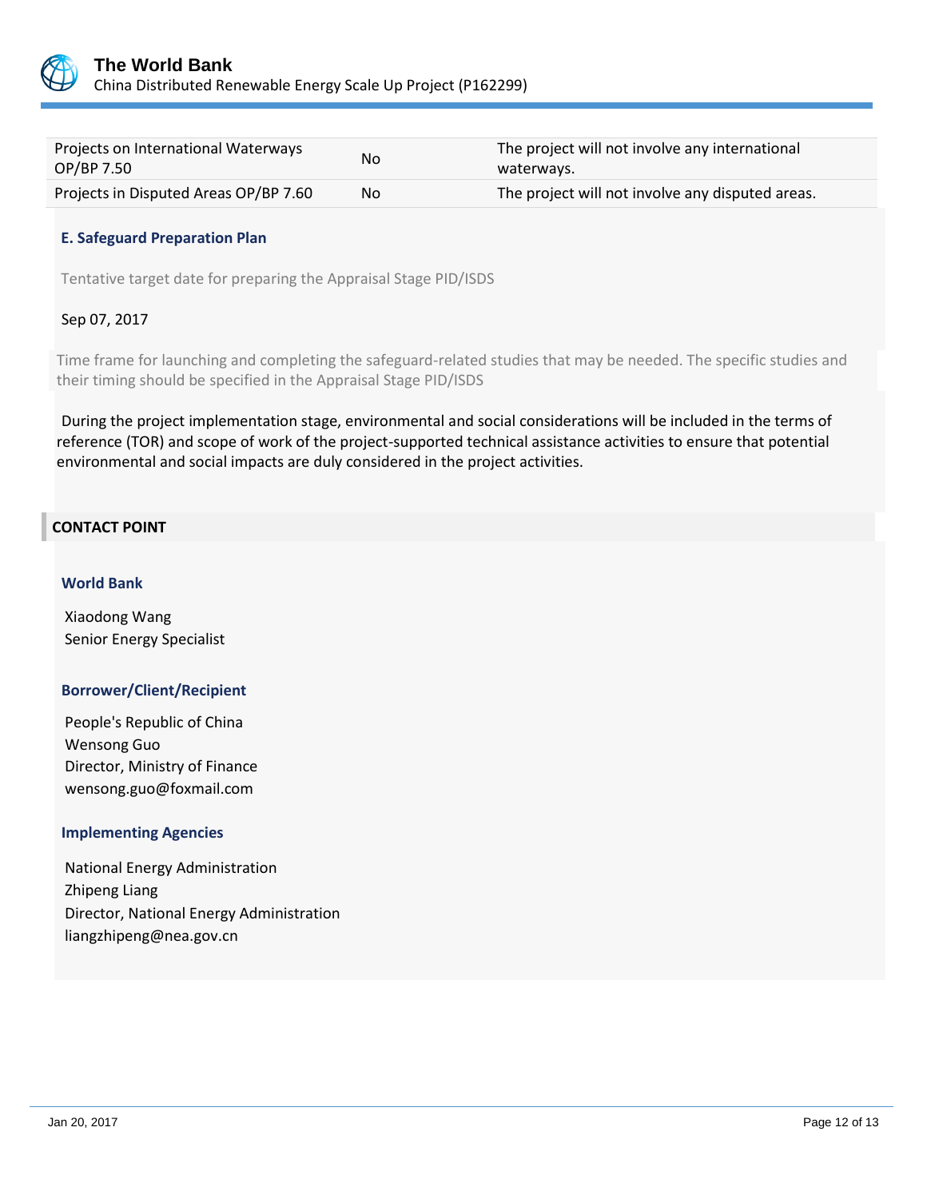| | | |
|---|---|---|
| Projects on International Waterways OP/BP 7.50 | No | The project will not involve any international waterways. |
| Projects in Disputed Areas OP/BP 7.60 | No | The project will not involve any disputed areas. |

### E. Safeguard Preparation Plan

Tentative target date for preparing the Appraisal Stage PID/ISDS

Sep 07, 2017

Time frame for launching and completing the safeguard-related studies that may be needed. The specific studies and their timing should be specified in the Appraisal Stage PID/ISDS

During the project implementation stage, environmental and social considerations will be included in the terms of reference (TOR) and scope of work of the project-supported technical assistance activities to ensure that potential environmental and social impacts are duly considered in the project activities.

## CONTACT POINT

### World Bank

Xiaodong Wang
Senior Energy Specialist

### Borrower/Client/Recipient

People's Republic of China
Wensong Guo
Director, Ministry of Finance
wensong.guo@foxmail.com

### Implementing Agencies

National Energy Administration
Zhipeng Liang
Director, National Energy Administration
liangzhipeng@nea.gov.cn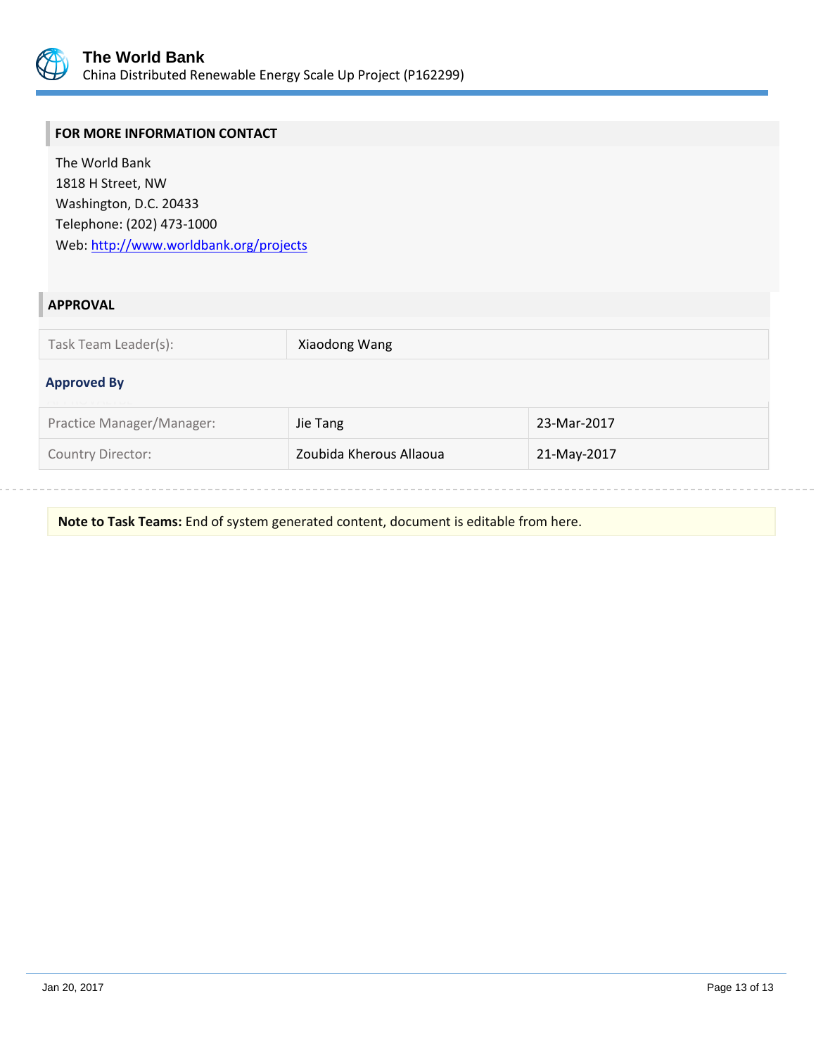## FOR MORE INFORMATION CONTACT

The World Bank
1818 H Street, NW
Washington, D.C. 20433
Telephone: (202) 473-1000
Web: http://www.worldbank.org/projects

## APPROVAL

| | |
|---|---|
| Task Team Leader(s): | Xiaodong Wang |

### Approved By

| | | |
|---|---|---|
| Practice Manager/Manager: | Jie Tang | 23-Mar-2017 |
| Country Director: | Zoubida Kherous Allaoua | 21-May-2017 |

**Note to Task Teams:** End of system generated content, document is editable from here.